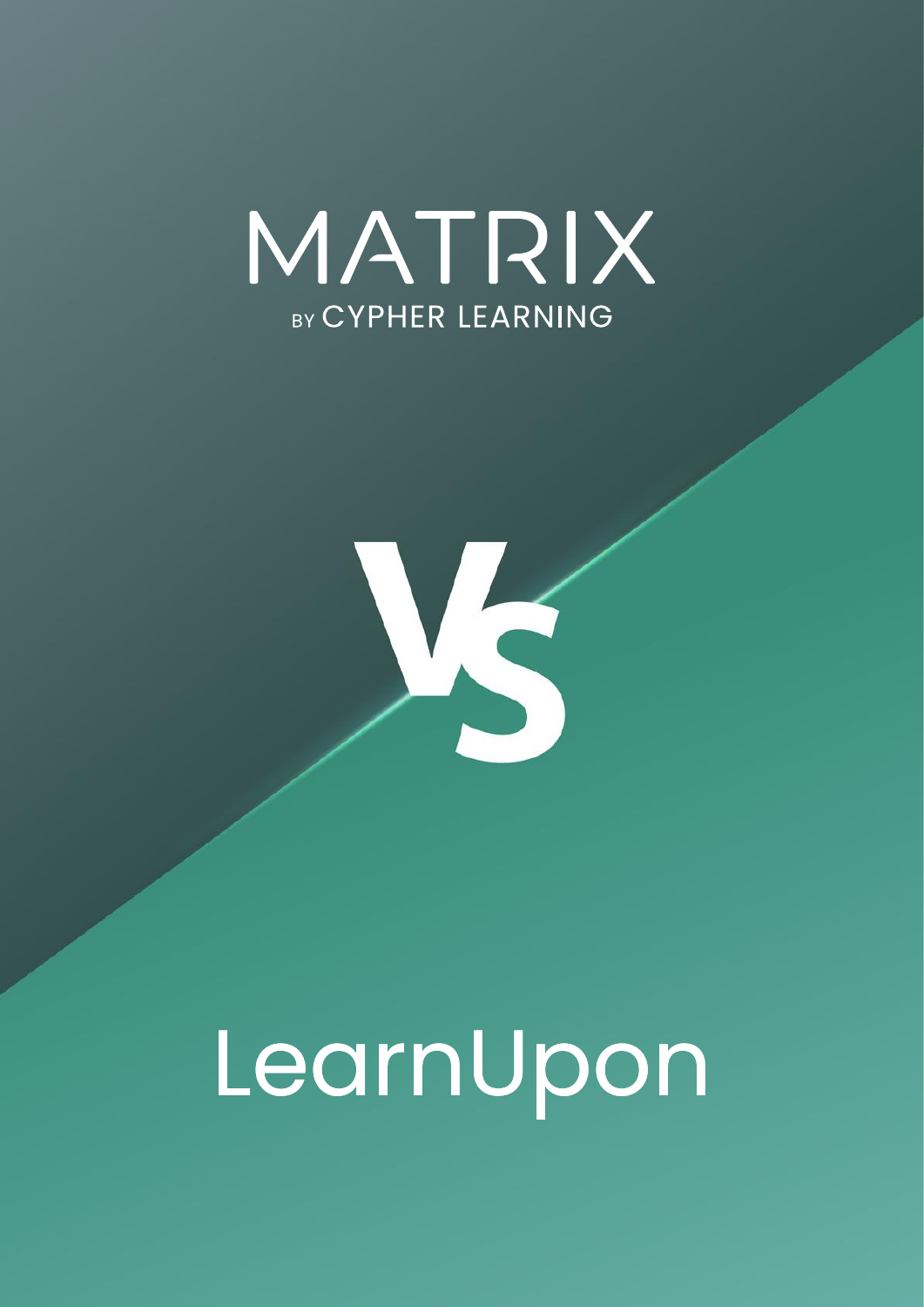# MATRIX

BY CYPHER LEARNING

# VS

# LearnUpon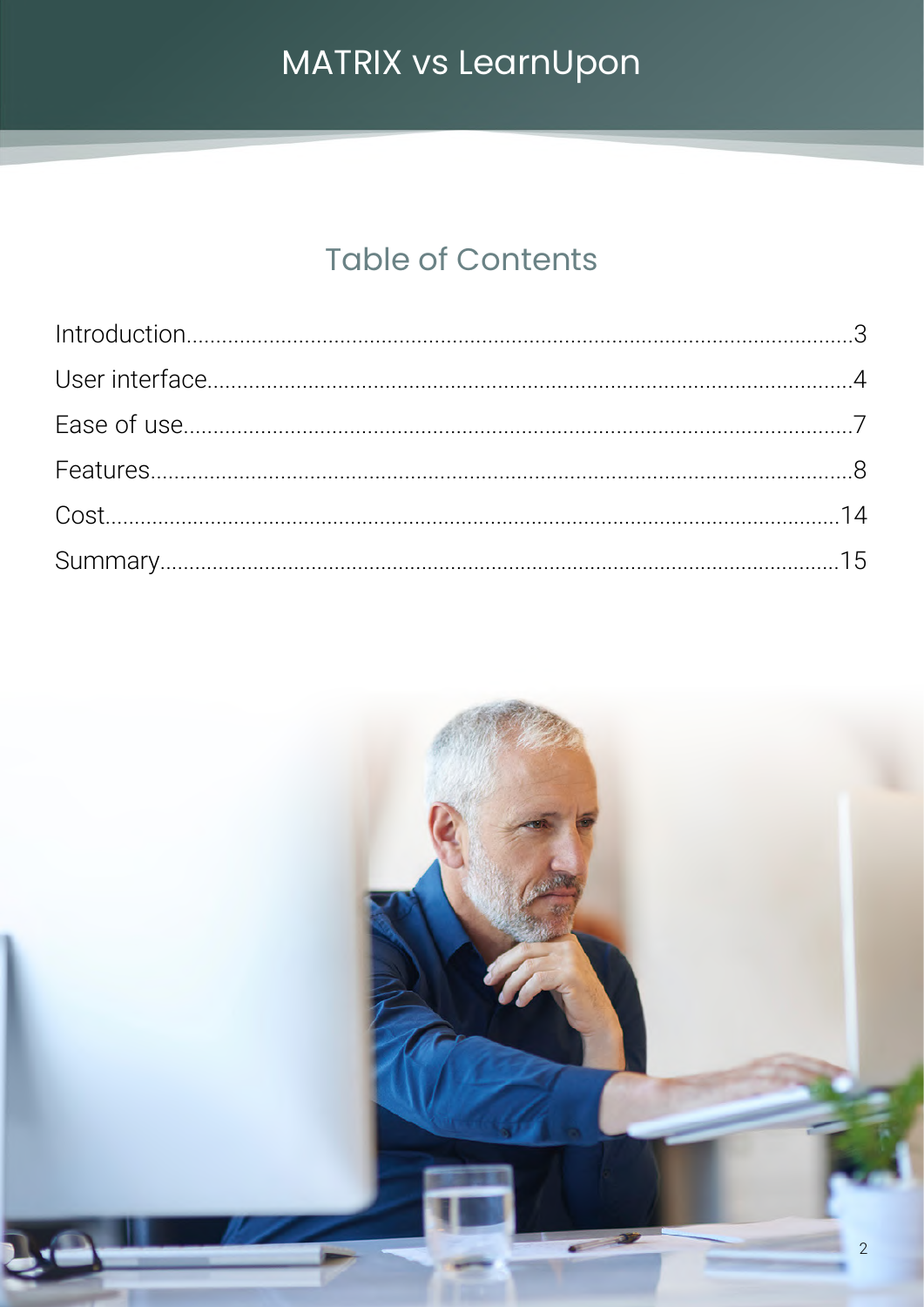# Table of Contents

| Section | Page |
| --- | --- |
| Introduction | 3 |
| User interface | 4 |
| Ease of use | 7 |
| Features | 8 |
| Cost | 14 |
| Summary | 15 |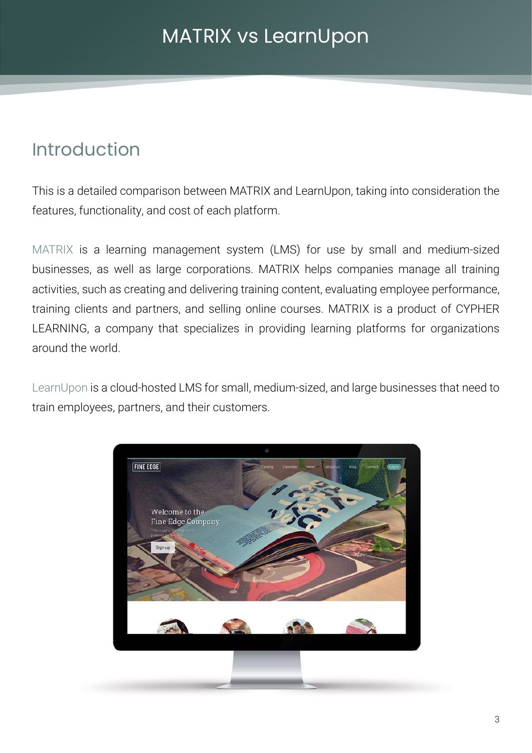# MATRIX vs LearnUpon

## Introduction

This is a detailed comparison between MATRIX and LearnUpon, taking into consideration the features, functionality, and cost of each platform.

MATRIX is a learning management system (LMS) for use by small and medium-sized businesses, as well as large corporations. MATRIX helps companies manage all training activities, such as creating and delivering training content, evaluating employee performance, training clients and partners, and selling online courses. MATRIX is a product of CYPHER LEARNING, a company that specializes in providing learning platforms for organizations around the world.

LearnUpon is a cloud-hosted LMS for small, medium-sized, and large businesses that need to train employees, partners, and their customers.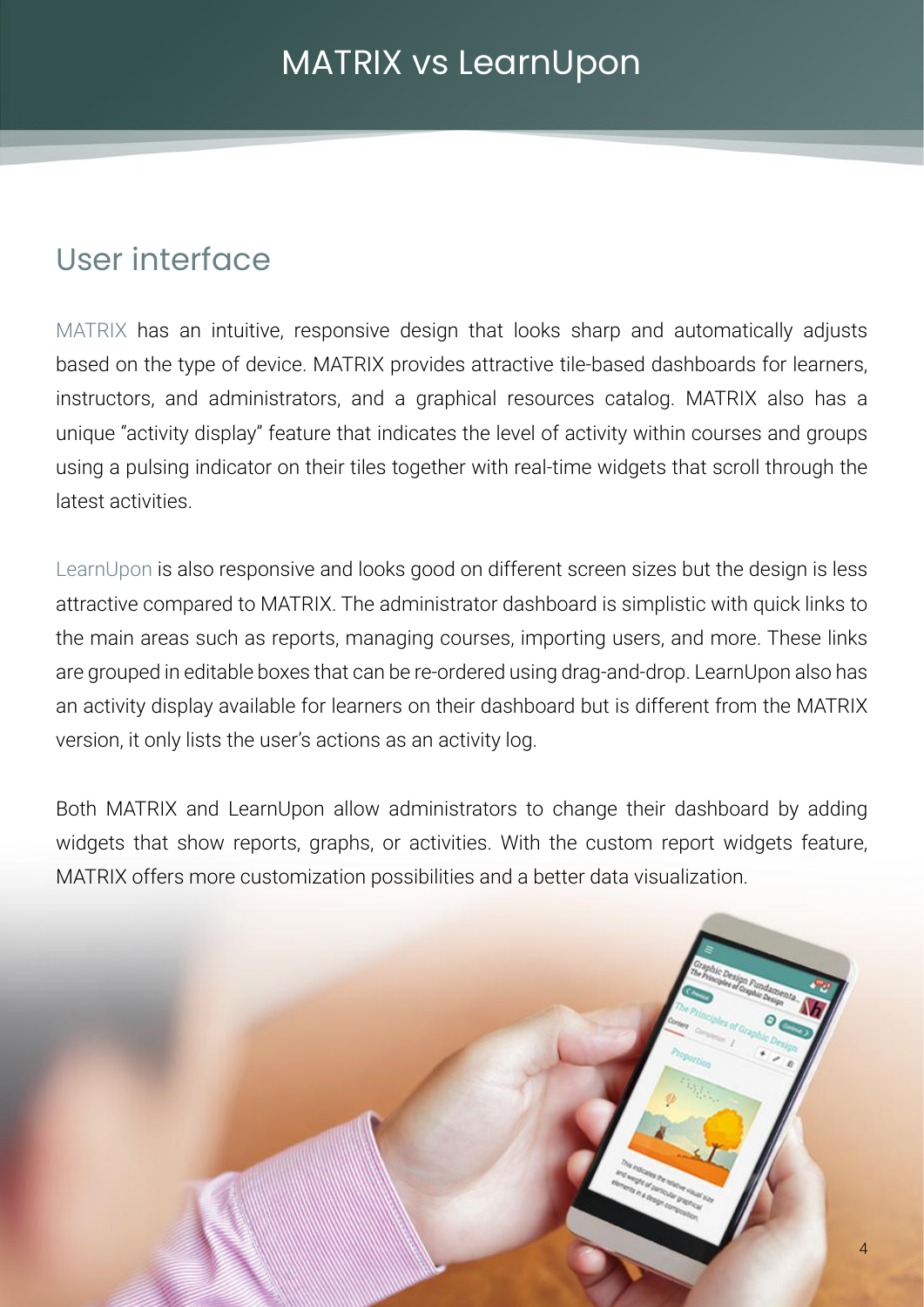# MATRIX vs LearnUpon

## User interface

MATRIX has an intuitive, responsive design that looks sharp and automatically adjusts based on the type of device. MATRIX provides attractive tile-based dashboards for learners, instructors, and administrators, and a graphical resources catalog. MATRIX also has a unique "activity display" feature that indicates the level of activity within courses and groups using a pulsing indicator on their tiles together with real-time widgets that scroll through the latest activities.

LearnUpon is also responsive and looks good on different screen sizes but the design is less attractive compared to MATRIX. The administrator dashboard is simplistic with quick links to the main areas such as reports, managing courses, importing users, and more. These links are grouped in editable boxes that can be re-ordered using drag-and-drop. LearnUpon also has an activity display available for learners on their dashboard but is different from the MATRIX version, it only lists the user's actions as an activity log.

Both MATRIX and LearnUpon allow administrators to change their dashboard by adding widgets that show reports, graphs, or activities. With the custom report widgets feature, MATRIX offers more customization possibilities and a better data visualization.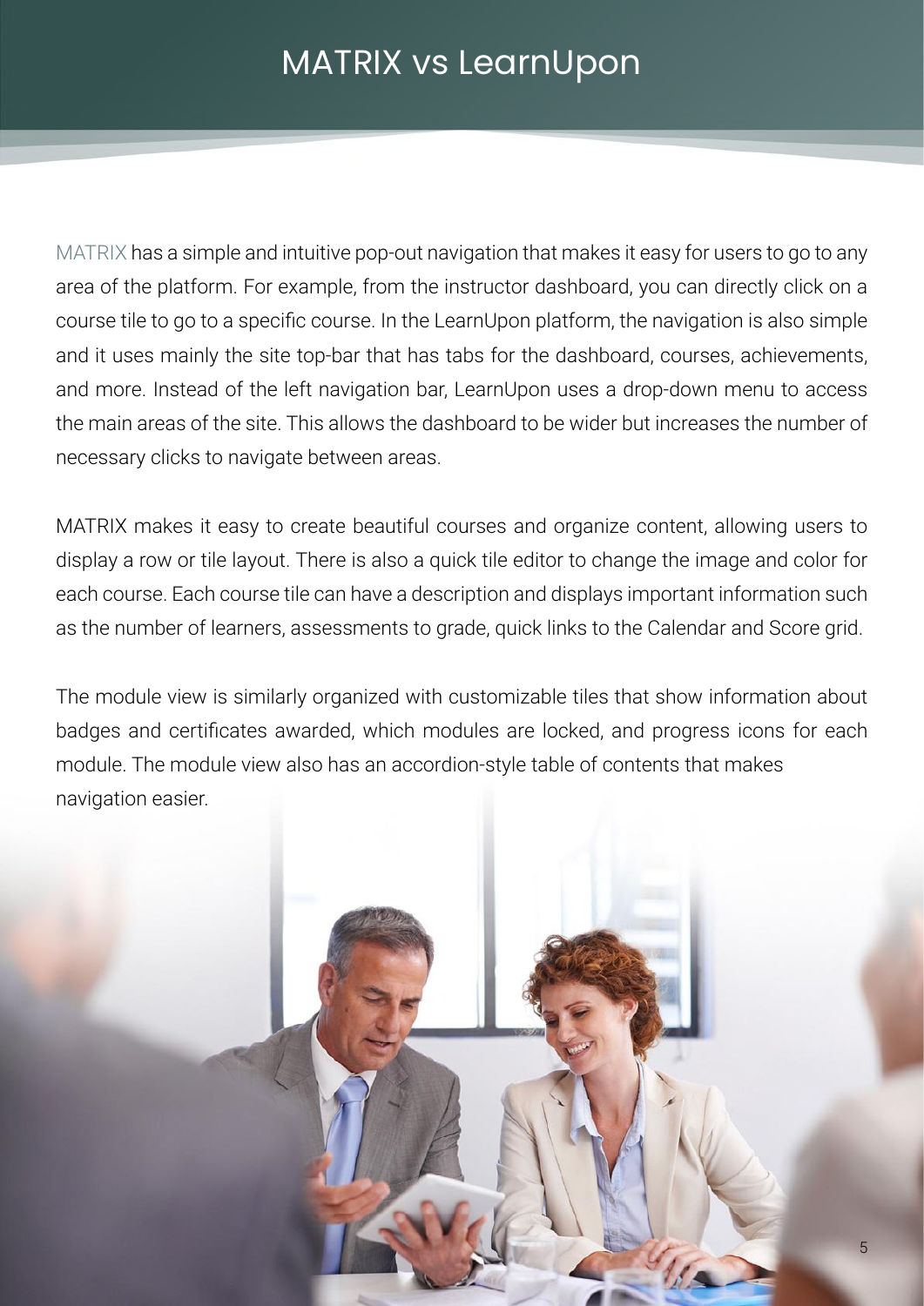# MATRIX vs LearnUpon

MATRIX has a simple and intuitive pop-out navigation that makes it easy for users to go to any area of the platform. For example, from the instructor dashboard, you can directly click on a course tile to go to a specific course. In the LearnUpon platform, the navigation is also simple and it uses mainly the site top-bar that has tabs for the dashboard, courses, achievements, and more. Instead of the left navigation bar, LearnUpon uses a drop-down menu to access the main areas of the site. This allows the dashboard to be wider but increases the number of necessary clicks to navigate between areas.

MATRIX makes it easy to create beautiful courses and organize content, allowing users to display a row or tile layout. There is also a quick tile editor to change the image and color for each course. Each course tile can have a description and displays important information such as the number of learners, assessments to grade, quick links to the Calendar and Score grid.

The module view is similarly organized with customizable tiles that show information about badges and certificates awarded, which modules are locked, and progress icons for each module. The module view also has an accordion-style table of contents that makes navigation easier.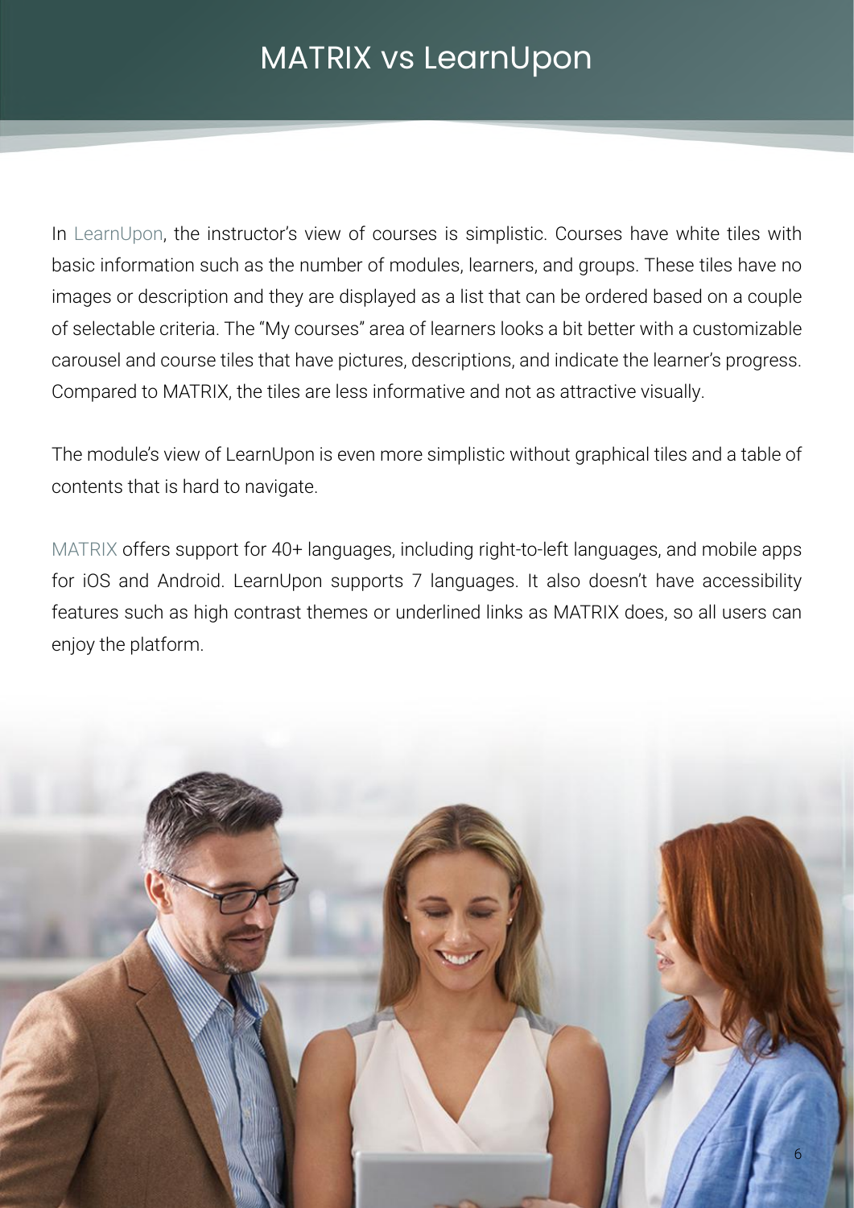# MATRIX vs LearnUpon

In LearnUpon, the instructor's view of courses is simplistic. Courses have white tiles with basic information such as the number of modules, learners, and groups. These tiles have no images or description and they are displayed as a list that can be ordered based on a couple of selectable criteria. The "My courses" area of learners looks a bit better with a customizable carousel and course tiles that have pictures, descriptions, and indicate the learner's progress. Compared to MATRIX, the tiles are less informative and not as attractive visually.

The module's view of LearnUpon is even more simplistic without graphical tiles and a table of contents that is hard to navigate.

MATRIX offers support for 40+ languages, including right-to-left languages, and mobile apps for iOS and Android. LearnUpon supports 7 languages. It also doesn't have accessibility features such as high contrast themes or underlined links as MATRIX does, so all users can enjoy the platform.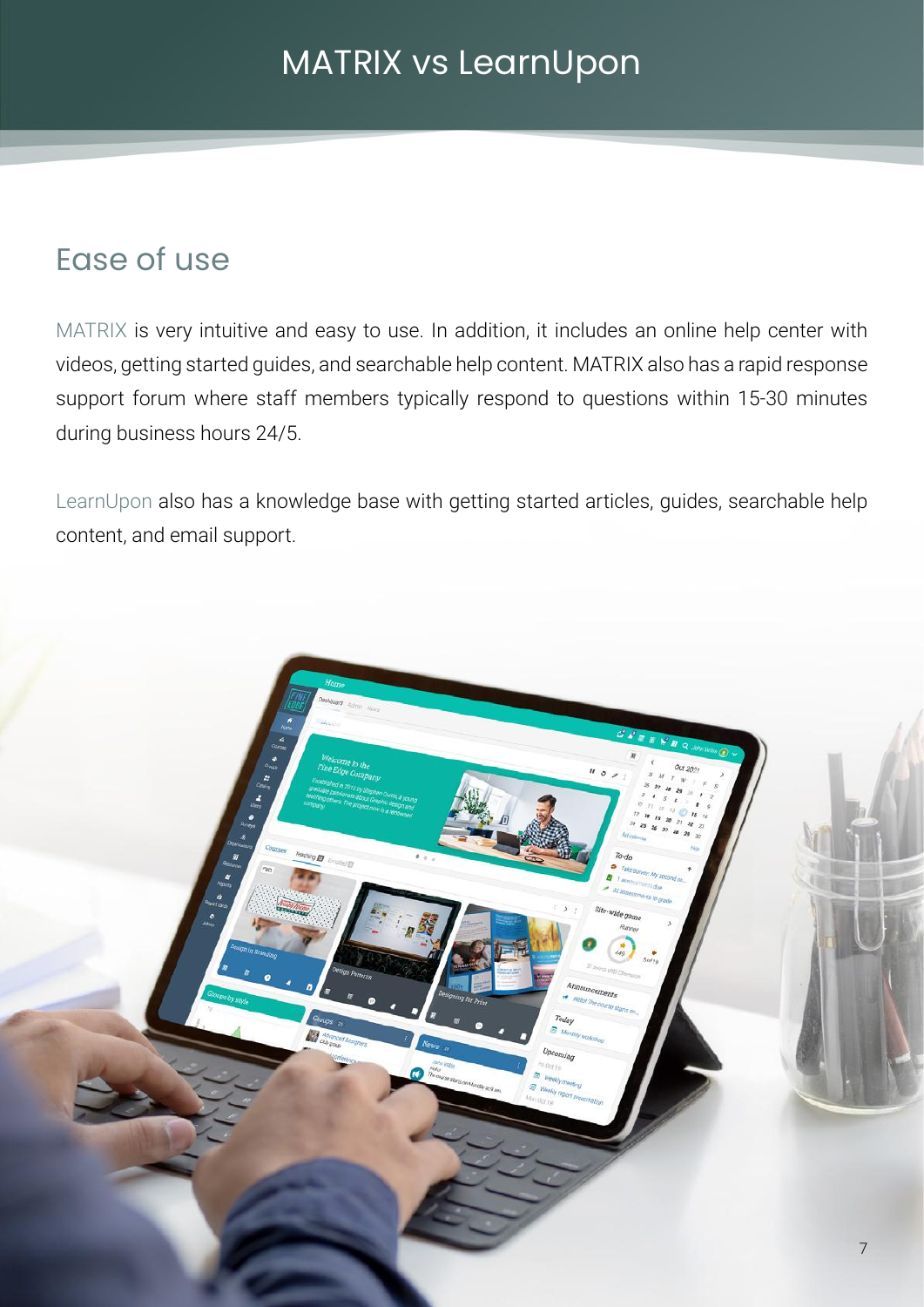## Ease of use

MATRIX is very intuitive and easy to use. In addition, it includes an online help center with videos, getting started guides, and searchable help content. MATRIX also has a rapid response support forum where staff members typically respond to questions within 15-30 minutes during business hours 24/5.

LearnUpon also has a knowledge base with getting started articles, guides, searchable help content, and email support.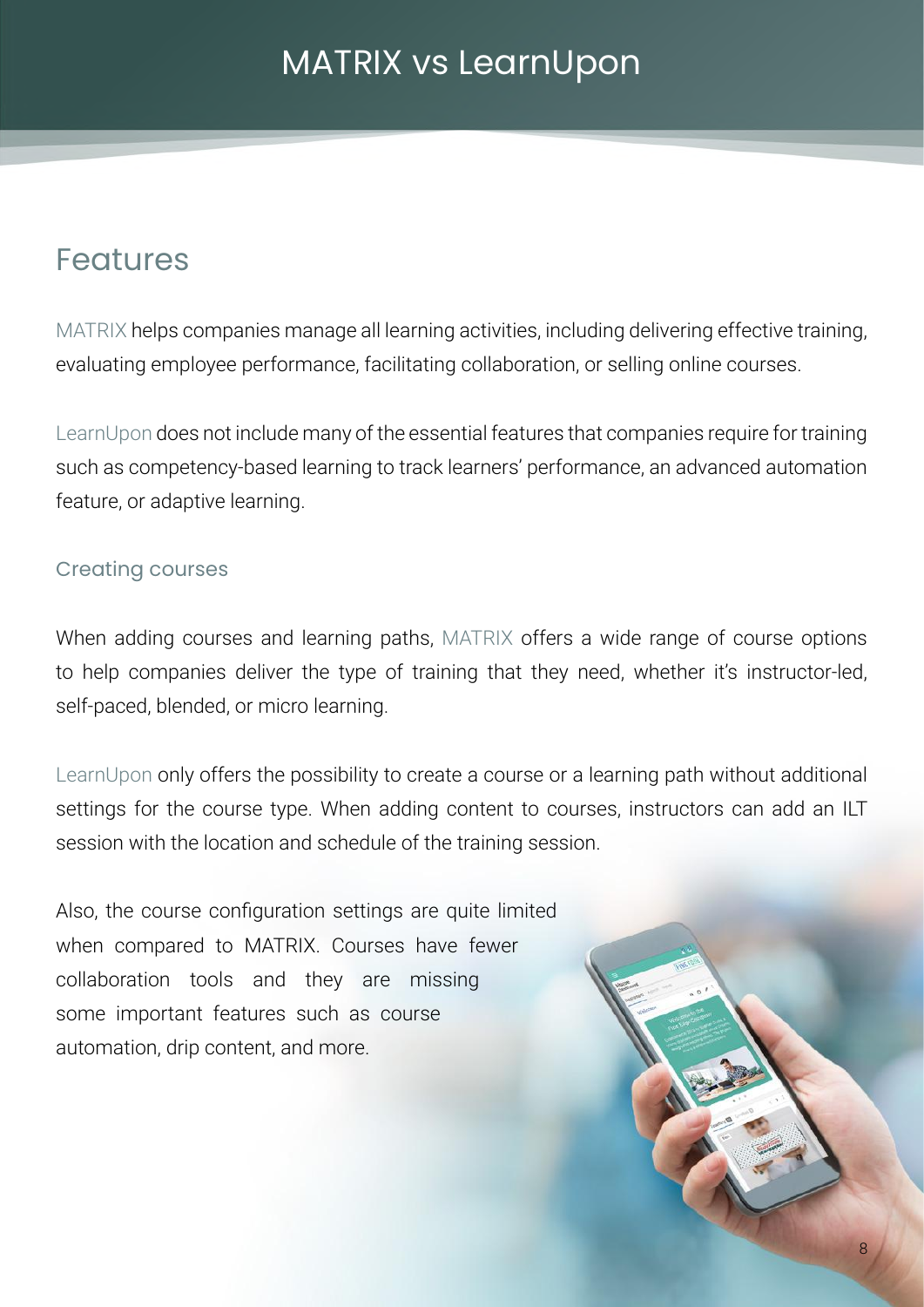# MATRIX vs LearnUpon

## Features

MATRIX helps companies manage all learning activities, including delivering effective training, evaluating employee performance, facilitating collaboration, or selling online courses.

LearnUpon does not include many of the essential features that companies require for training such as competency-based learning to track learners' performance, an advanced automation feature, or adaptive learning.

### Creating courses

When adding courses and learning paths, MATRIX offers a wide range of course options to help companies deliver the type of training that they need, whether it's instructor-led, self-paced, blended, or micro learning.

LearnUpon only offers the possibility to create a course or a learning path without additional settings for the course type. When adding content to courses, instructors can add an ILT session with the location and schedule of the training session.

Also, the course configuration settings are quite limited when compared to MATRIX. Courses have fewer collaboration tools and they are missing some important features such as course automation, drip content, and more.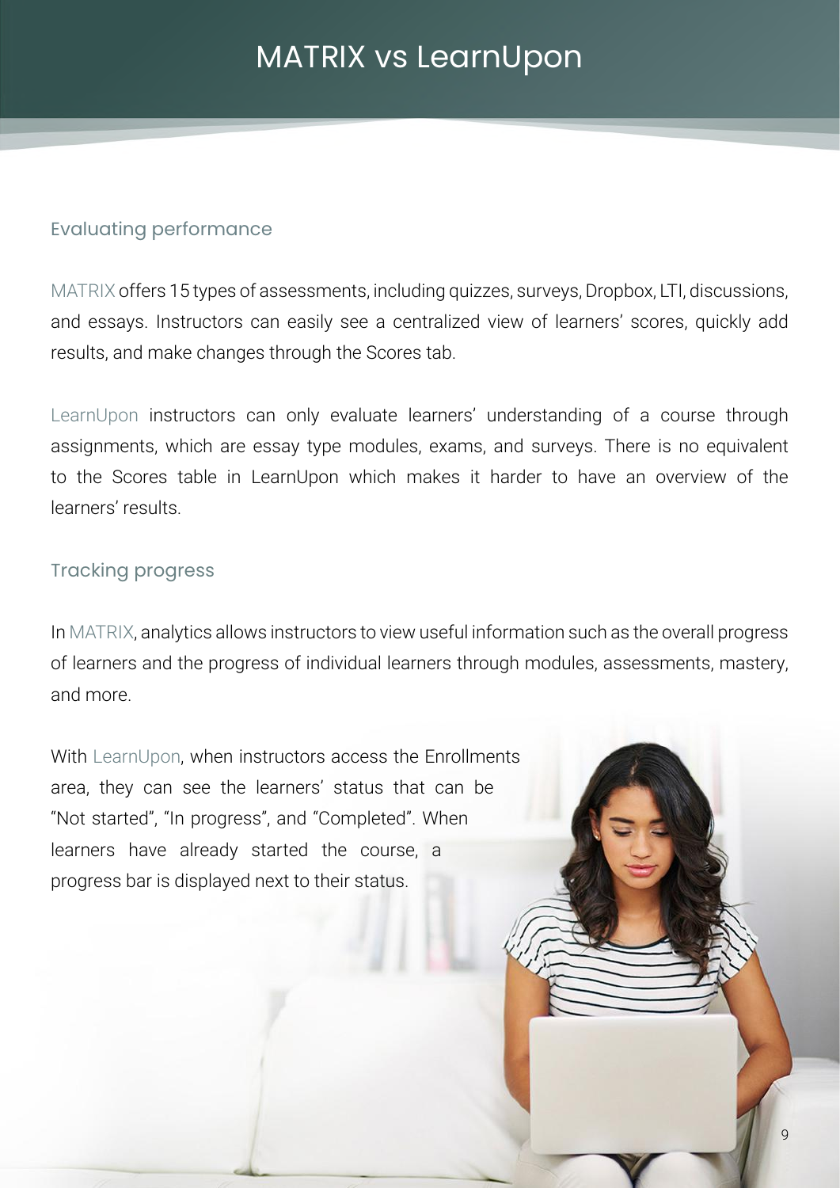# MATRIX vs LearnUpon

## Evaluating performance

MATRIX offers 15 types of assessments, including quizzes, surveys, Dropbox, LTI, discussions, and essays. Instructors can easily see a centralized view of learners' scores, quickly add results, and make changes through the Scores tab.

LearnUpon instructors can only evaluate learners' understanding of a course through assignments, which are essay type modules, exams, and surveys. There is no equivalent to the Scores table in LearnUpon which makes it harder to have an overview of the learners' results.

## Tracking progress

In MATRIX, analytics allows instructors to view useful information such as the overall progress of learners and the progress of individual learners through modules, assessments, mastery, and more.

With LearnUpon, when instructors access the Enrollments area, they can see the learners' status that can be "Not started", "In progress", and "Completed". When learners have already started the course, a progress bar is displayed next to their status.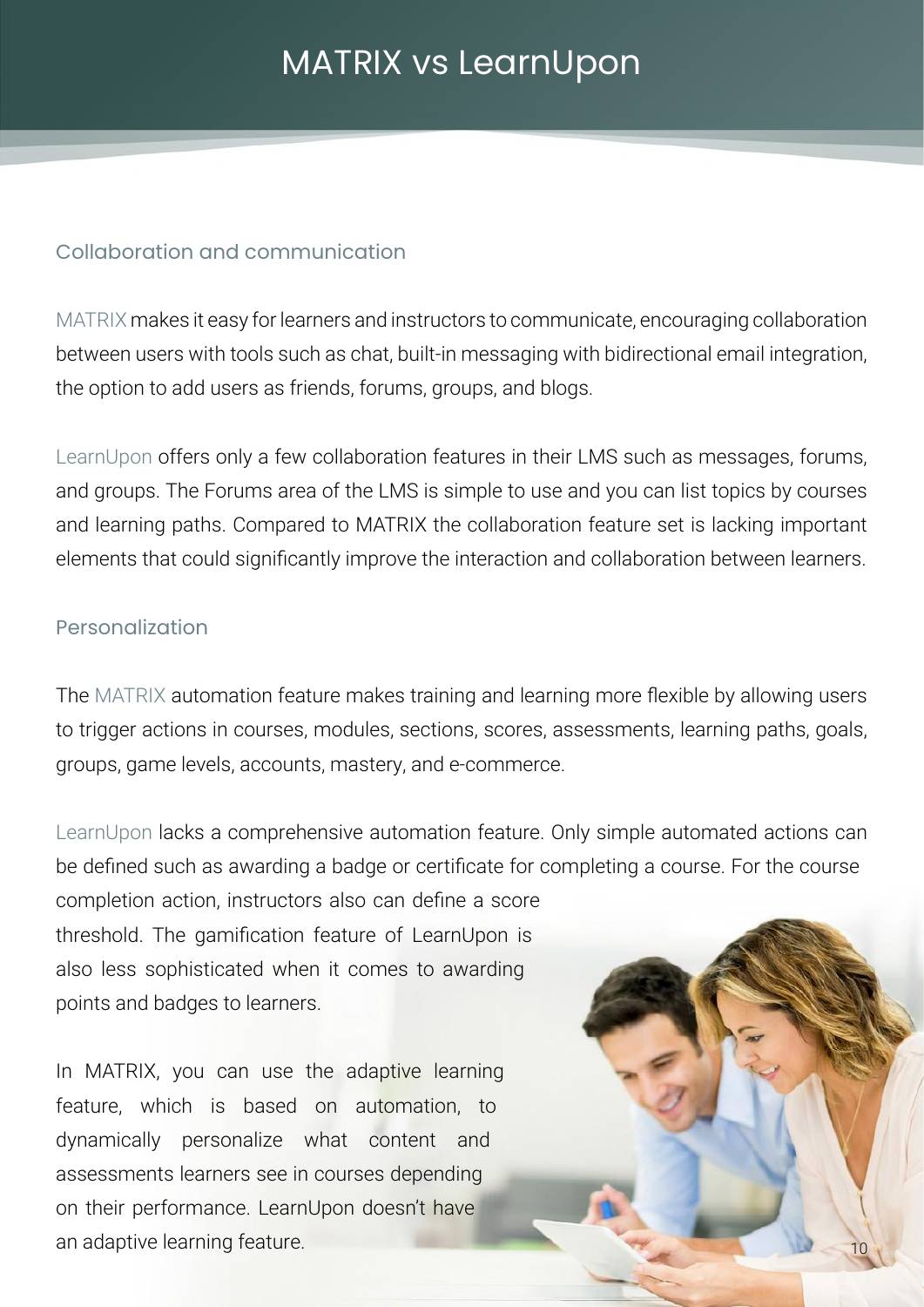# MATRIX vs LearnUpon

## Collaboration and communication

MATRIX makes it easy for learners and instructors to communicate, encouraging collaboration between users with tools such as chat, built-in messaging with bidirectional email integration, the option to add users as friends, forums, groups, and blogs.

LearnUpon offers only a few collaboration features in their LMS such as messages, forums, and groups. The Forums area of the LMS is simple to use and you can list topics by courses and learning paths. Compared to MATRIX the collaboration feature set is lacking important elements that could significantly improve the interaction and collaboration between learners.

## Personalization

The MATRIX automation feature makes training and learning more flexible by allowing users to trigger actions in courses, modules, sections, scores, assessments, learning paths, goals, groups, game levels, accounts, mastery, and e-commerce.

LearnUpon lacks a comprehensive automation feature. Only simple automated actions can be defined such as awarding a badge or certificate for completing a course. For the course completion action, instructors also can define a score threshold. The gamification feature of LearnUpon is also less sophisticated when it comes to awarding points and badges to learners.

In MATRIX, you can use the adaptive learning feature, which is based on automation, to dynamically personalize what content and assessments learners see in courses depending on their performance. LearnUpon doesn't have an adaptive learning feature.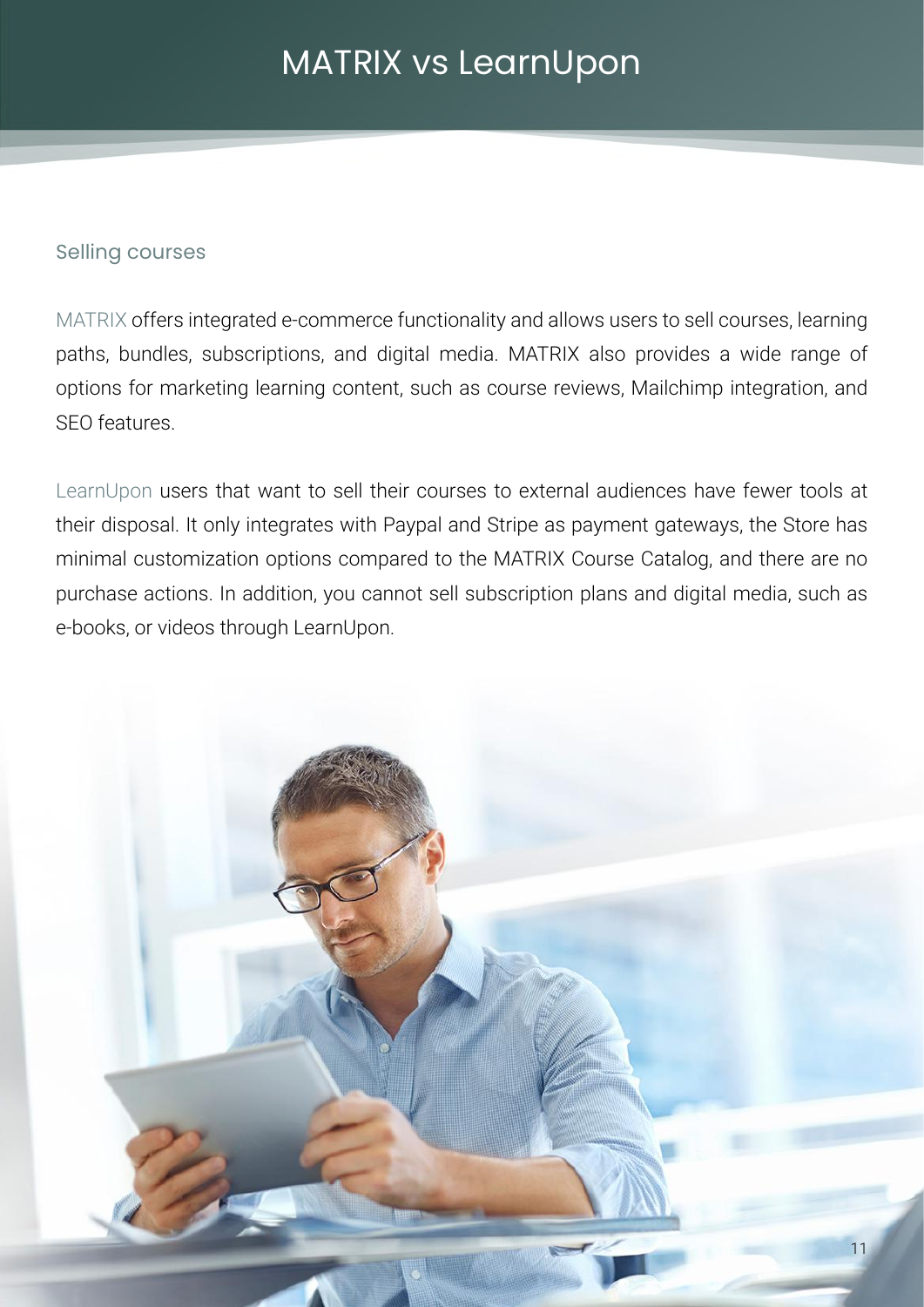# MATRIX vs LearnUpon

## Selling courses

MATRIX offers integrated e-commerce functionality and allows users to sell courses, learning paths, bundles, subscriptions, and digital media. MATRIX also provides a wide range of options for marketing learning content, such as course reviews, Mailchimp integration, and SEO features.

LearnUpon users that want to sell their courses to external audiences have fewer tools at their disposal. It only integrates with Paypal and Stripe as payment gateways, the Store has minimal customization options compared to the MATRIX Course Catalog, and there are no purchase actions. In addition, you cannot sell subscription plans and digital media, such as e-books, or videos through LearnUpon.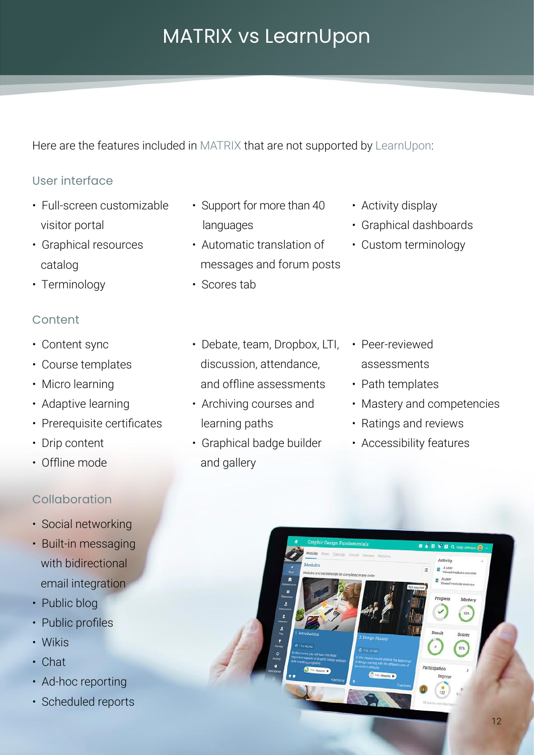# MATRIX vs LearnUpon

Here are the features included in MATRIX that are not supported by LearnUpon:

## User interface

- Full-screen customizable visitor portal
- Graphical resources catalog
- Terminology
- Support for more than 40 languages
- Automatic translation of messages and forum posts
- Scores tab
- Activity display
- Graphical dashboards
- Custom terminology

## Content

- Content sync
- Course templates
- Micro learning
- Adaptive learning
- Prerequisite certificates
- Drip content
- Offline mode
- Debate, team, Dropbox, LTI, discussion, attendance, and offline assessments
- Archiving courses and learning paths
- Graphical badge builder and gallery
- Peer-reviewed assessments
- Path templates
- Mastery and competencies
- Ratings and reviews
- Accessibility features

## Collaboration

- Social networking
- Built-in messaging with bidirectional email integration
- Public blog
- Public profiles
- Wikis
- Chat
- Ad-hoc reporting
- Scheduled reports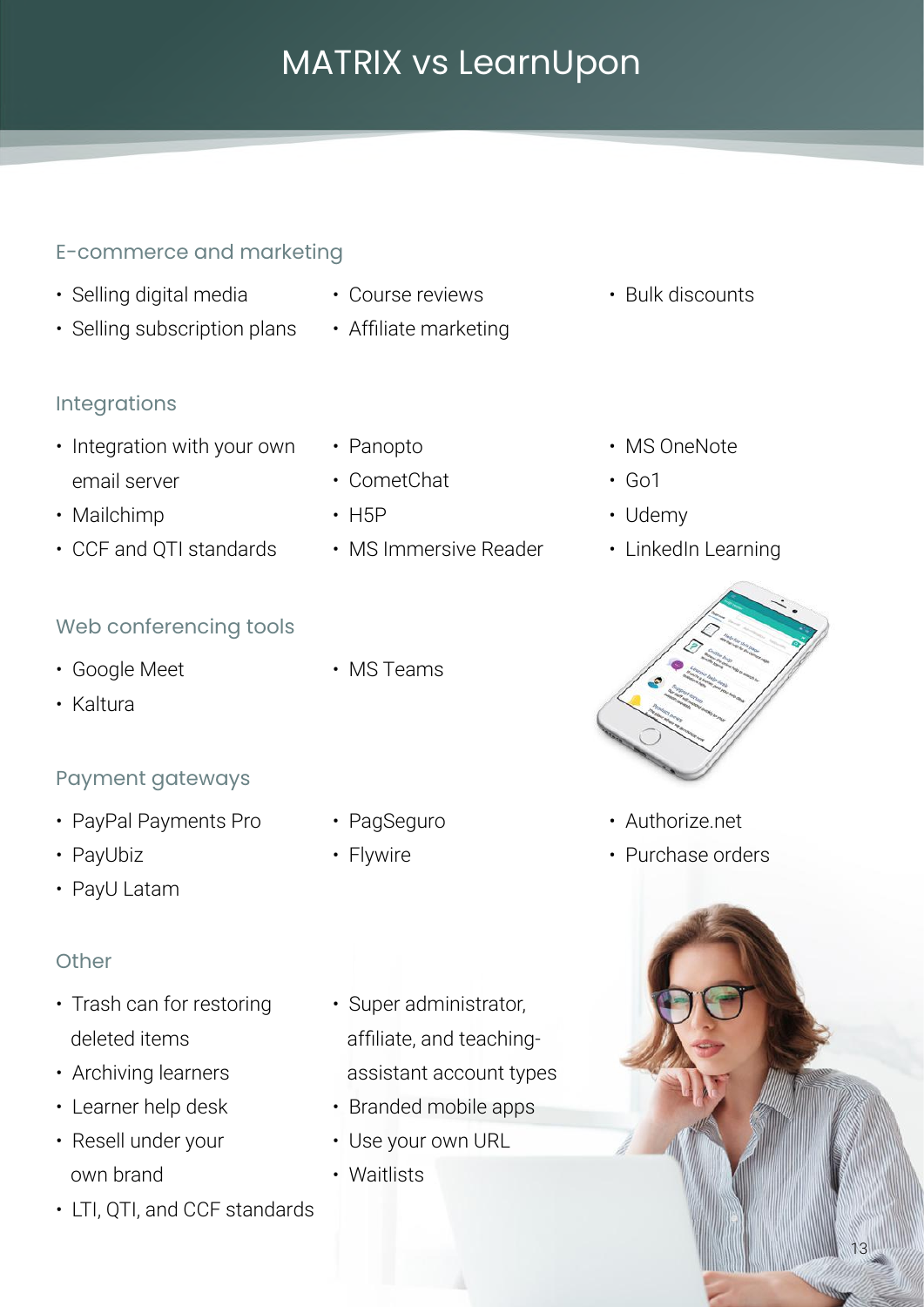# MATRIX vs LearnUpon

## E-commerce and marketing

- Selling digital media
- Selling subscription plans
- Course reviews
- Affiliate marketing
- Bulk discounts

## Integrations

- Integration with your own email server
- Mailchimp
- CCF and QTI standards
- Panopto
- CometChat
- H5P
- MS Immersive Reader
- MS OneNote
- Go1
- Udemy
- LinkedIn Learning

## Web conferencing tools

- Google Meet
- Kaltura
- MS Teams

## Payment gateways

- PayPal Payments Pro
- PayUbiz
- PayU Latam
- PagSeguro
- Flywire
- Authorize.net
- Purchase orders

## Other

- Trash can for restoring deleted items
- Archiving learners
- Learner help desk
- Resell under your own brand
- LTI, QTI, and CCF standards
- Super administrator, affiliate, and teaching-assistant account types
- Branded mobile apps
- Use your own URL
- Waitlists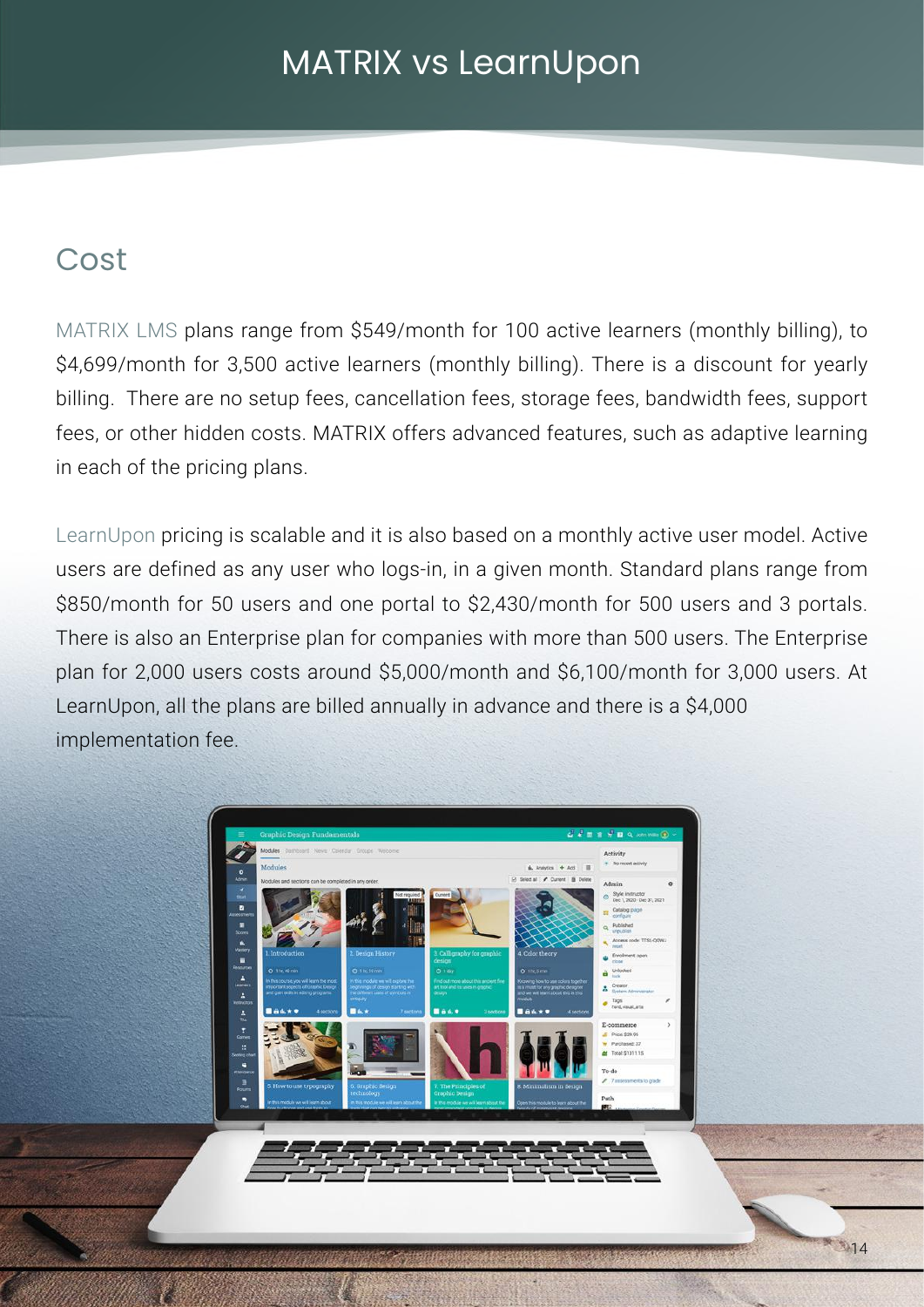# MATRIX vs LearnUpon

## Cost

MATRIX LMS plans range from $549/month for 100 active learners (monthly billing), to $4,699/month for 3,500 active learners (monthly billing). There is a discount for yearly billing. There are no setup fees, cancellation fees, storage fees, bandwidth fees, support fees, or other hidden costs. MATRIX offers advanced features, such as adaptive learning in each of the pricing plans.

LearnUpon pricing is scalable and it is also based on a monthly active user model. Active users are defined as any user who logs-in, in a given month. Standard plans range from $850/month for 50 users and one portal to $2,430/month for 500 users and 3 portals. There is also an Enterprise plan for companies with more than 500 users. The Enterprise plan for 2,000 users costs around $5,000/month and $6,100/month for 3,000 users. At LearnUpon, all the plans are billed annually in advance and there is a $4,000 implementation fee.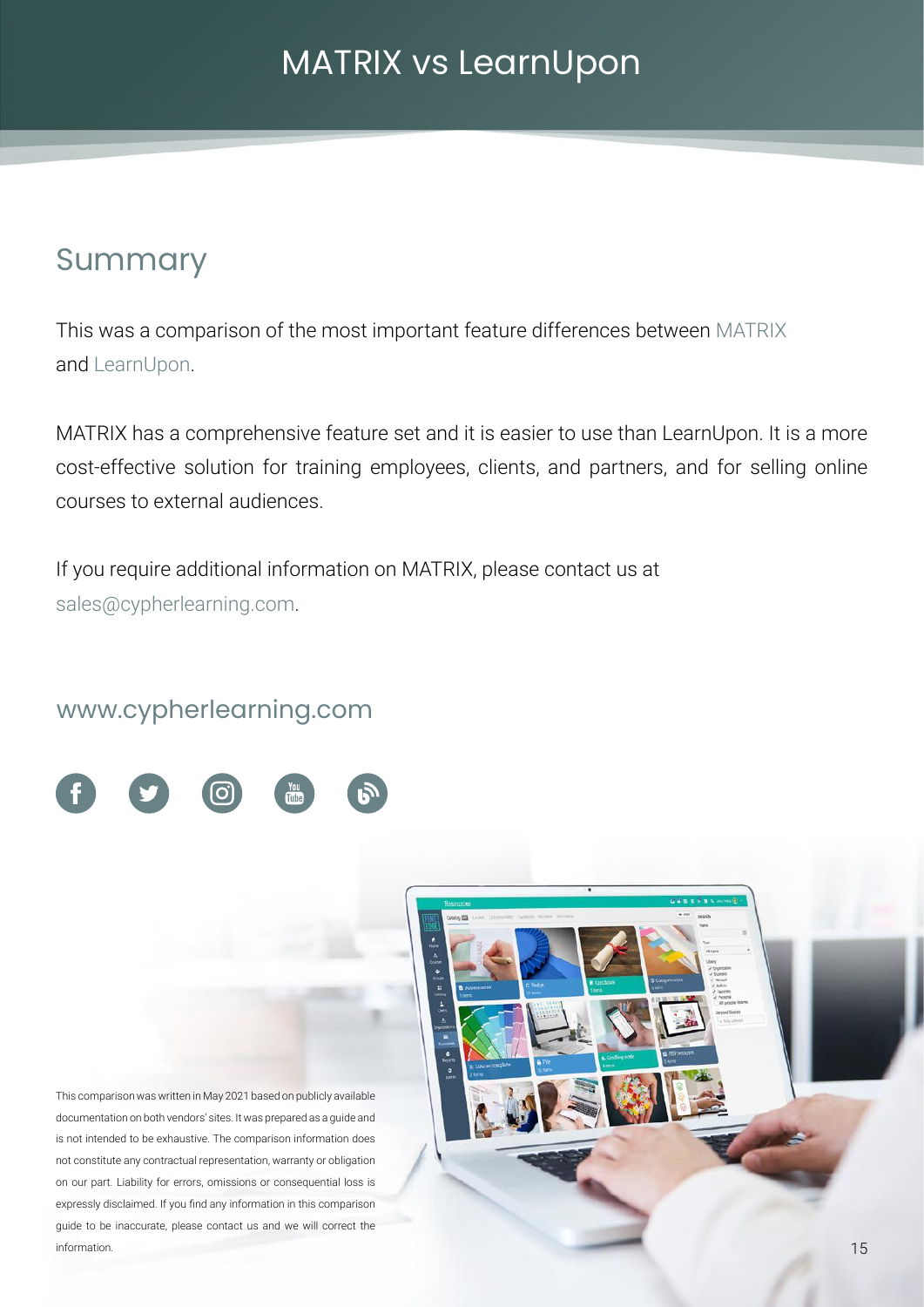# MATRIX vs LearnUpon

## Summary

This was a comparison of the most important feature differences between MATRIX and LearnUpon.

MATRIX has a comprehensive feature set and it is easier to use than LearnUpon. It is a more cost-effective solution for training employees, clients, and partners, and for selling online courses to external audiences.

If you require additional information on MATRIX, please contact us at sales@cypherlearning.com.

www.cypherlearning.com

This comparison was written in May 2021 based on publicly available documentation on both vendors' sites. It was prepared as a guide and is not intended to be exhaustive. The comparison information does not constitute any contractual representation, warranty or obligation on our part. Liability for errors, omissions or consequential loss is expressly disclaimed. If you find any information in this comparison guide to be inaccurate, please contact us and we will correct the information.